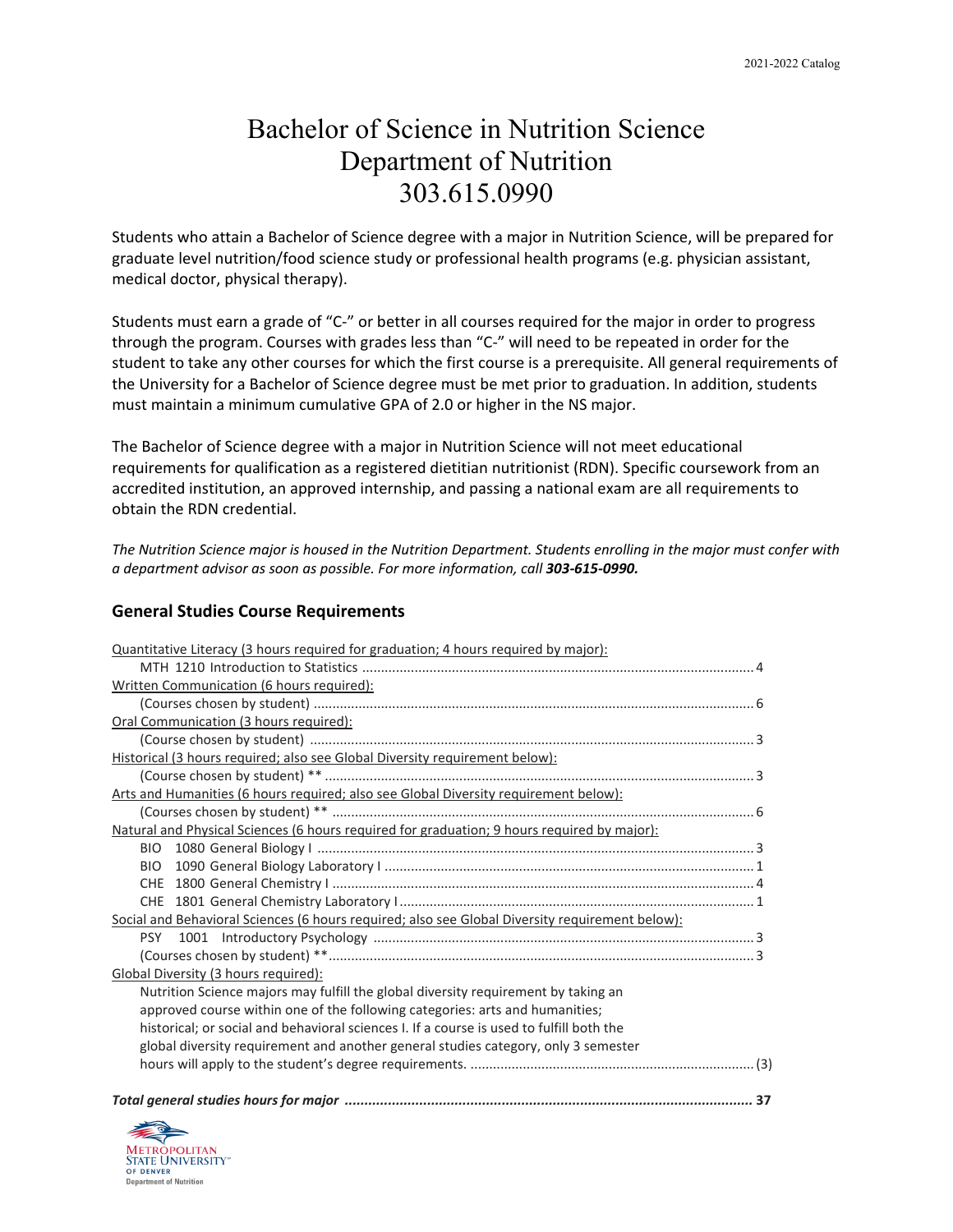# Bachelor of Science in Nutrition Science
# Department of Nutrition
# 303.615.0990

Students who attain a Bachelor of Science degree with a major in Nutrition Science, will be prepared for graduate level nutrition/food science study or professional health programs (e.g. physician assistant, medical doctor, physical therapy).

Students must earn a grade of "C-" or better in all courses required for the major in order to progress through the program. Courses with grades less than "C-" will need to be repeated in order for the student to take any other courses for which the first course is a prerequisite. All general requirements of the University for a Bachelor of Science degree must be met prior to graduation. In addition, students must maintain a minimum cumulative GPA of 2.0 or higher in the NS major.

The Bachelor of Science degree with a major in Nutrition Science will not meet educational requirements for qualification as a registered dietitian nutritionist (RDN). Specific coursework from an accredited institution, an approved internship, and passing a national exam are all requirements to obtain the RDN credential.

*The Nutrition Science major is housed in the Nutrition Department. Students enrolling in the major must confer with a department advisor as soon as possible. For more information, call **303-615-0990.***

## General Studies Course Requirements

Quantitative Literacy (3 hours required for graduation; 4 hours required by major):
- MTH 1210 Introduction to Statistics ........ 4

Written Communication (6 hours required):
- (Courses chosen by student) ........ 6

Oral Communication (3 hours required):
- (Course chosen by student) ........ 3

Historical (3 hours required; also see Global Diversity requirement below):
- (Course chosen by student) ** ........ 3

Arts and Humanities (6 hours required; also see Global Diversity requirement below):
- (Courses chosen by student) ** ........ 6

Natural and Physical Sciences (6 hours required for graduation; 9 hours required by major):
- BIO 1080 General Biology I ........ 3
- BIO 1090 General Biology Laboratory I ........ 1
- CHE 1800 General Chemistry I ........ 4
- CHE 1801 General Chemistry Laboratory I ........ 1

Social and Behavioral Sciences (6 hours required; also see Global Diversity requirement below):
- PSY 1001 Introductory Psychology ........ 3
- (Courses chosen by student) ** ........ 3

Global Diversity (3 hours required):

Nutrition Science majors may fulfill the global diversity requirement by taking an approved course within one of the following categories: arts and humanities; historical; or social and behavioral sciences I. If a course is used to fulfill both the global diversity requirement and another general studies category, only 3 semester hours will apply to the student's degree requirements. ........ (3)

***Total general studies hours for major ........ 37***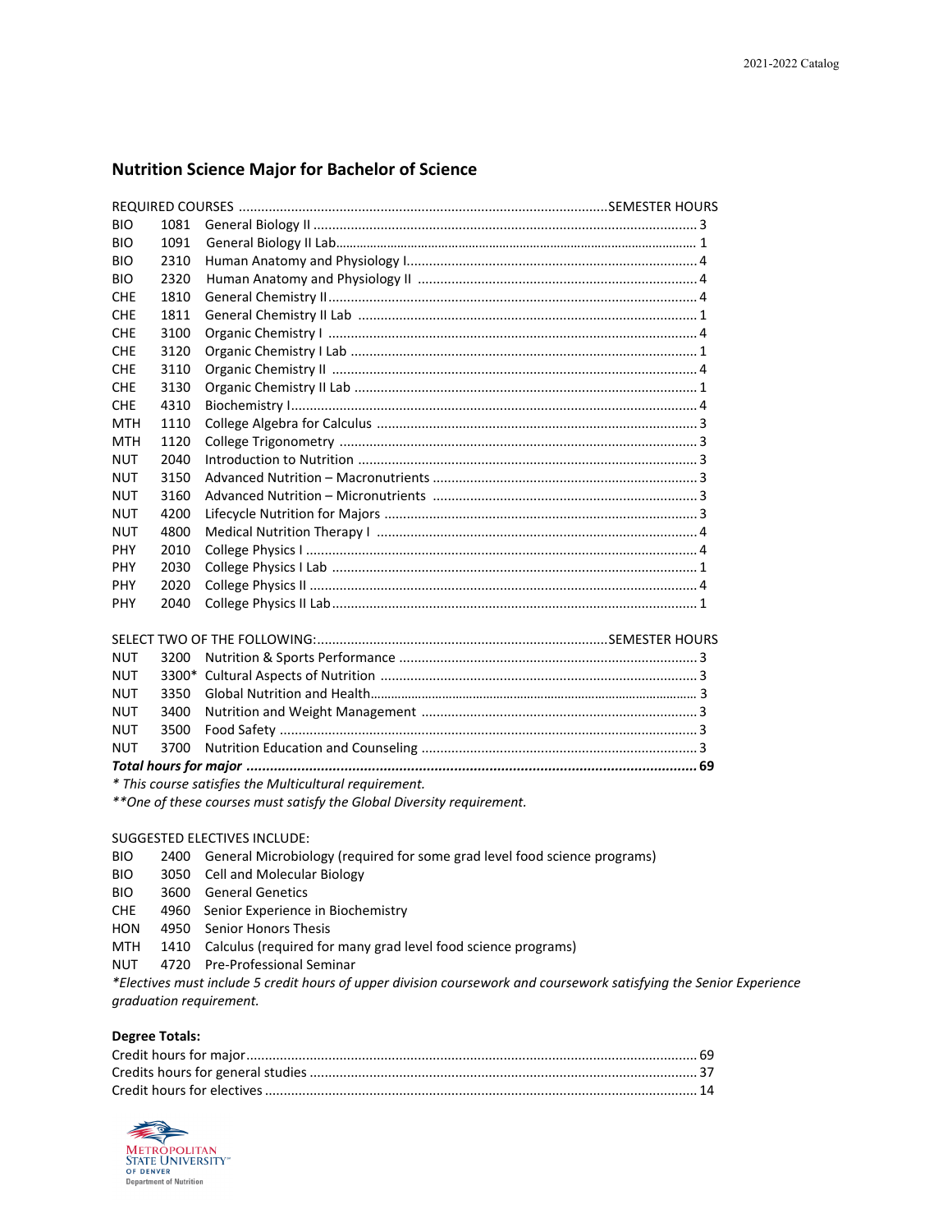## Nutrition Science Major for Bachelor of Science

| REQUIRED COURSES | | | SEMESTER HOURS |
|---|---|---|---|
| BIO | 1081 | General Biology II | 3 |
| BIO | 1091 | General Biology II Lab | 1 |
| BIO | 2310 | Human Anatomy and Physiology I | 4 |
| BIO | 2320 | Human Anatomy and Physiology II | 4 |
| CHE | 1810 | General Chemistry II | 4 |
| CHE | 1811 | General Chemistry II Lab | 1 |
| CHE | 3100 | Organic Chemistry I | 4 |
| CHE | 3120 | Organic Chemistry I Lab | 1 |
| CHE | 3110 | Organic Chemistry II | 4 |
| CHE | 3130 | Organic Chemistry II Lab | 1 |
| CHE | 4310 | Biochemistry I | 4 |
| MTH | 1110 | College Algebra for Calculus | 3 |
| MTH | 1120 | College Trigonometry | 3 |
| NUT | 2040 | Introduction to Nutrition | 3 |
| NUT | 3150 | Advanced Nutrition – Macronutrients | 3 |
| NUT | 3160 | Advanced Nutrition – Micronutrients | 3 |
| NUT | 4200 | Lifecycle Nutrition for Majors | 3 |
| NUT | 4800 | Medical Nutrition Therapy I | 4 |
| PHY | 2010 | College Physics I | 4 |
| PHY | 2030 | College Physics I Lab | 1 |
| PHY | 2020 | College Physics II | 4 |
| PHY | 2040 | College Physics II Lab | 1 |

| SELECT TWO OF THE FOLLOWING: | | | SEMESTER HOURS |
|---|---|---|---|
| NUT | 3200 | Nutrition & Sports Performance | 3 |
| NUT | 3300* | Cultural Aspects of Nutrition | 3 |
| NUT | 3350 | Global Nutrition and Health | 3 |
| NUT | 3400 | Nutrition and Weight Management | 3 |
| NUT | 3500 | Food Safety | 3 |
| NUT | 3700 | Nutrition Education and Counseling | 3 |
| ***Total hours for major*** | | | **69** |

*\* This course satisfies the Multicultural requirement.*

*\*\*One of these courses must satisfy the Global Diversity requirement.*

SUGGESTED ELECTIVES INCLUDE:

| | | |
|---|---|---|
| BIO | 2400 | General Microbiology (required for some grad level food science programs) |
| BIO | 3050 | Cell and Molecular Biology |
| BIO | 3600 | General Genetics |
| CHE | 4960 | Senior Experience in Biochemistry |
| HON | 4950 | Senior Honors Thesis |
| MTH | 1410 | Calculus (required for many grad level food science programs) |
| NUT | 4720 | Pre-Professional Seminar |

*\*Electives must include 5 credit hours of upper division coursework and coursework satisfying the Senior Experience graduation requirement.*

**Degree Totals:**

| | |
|---|---|
| Credit hours for major | 69 |
| Credits hours for general studies | 37 |
| Credit hours for electives | 14 |

METROPOLITAN STATE UNIVERSITY OF DENVER
Department of Nutrition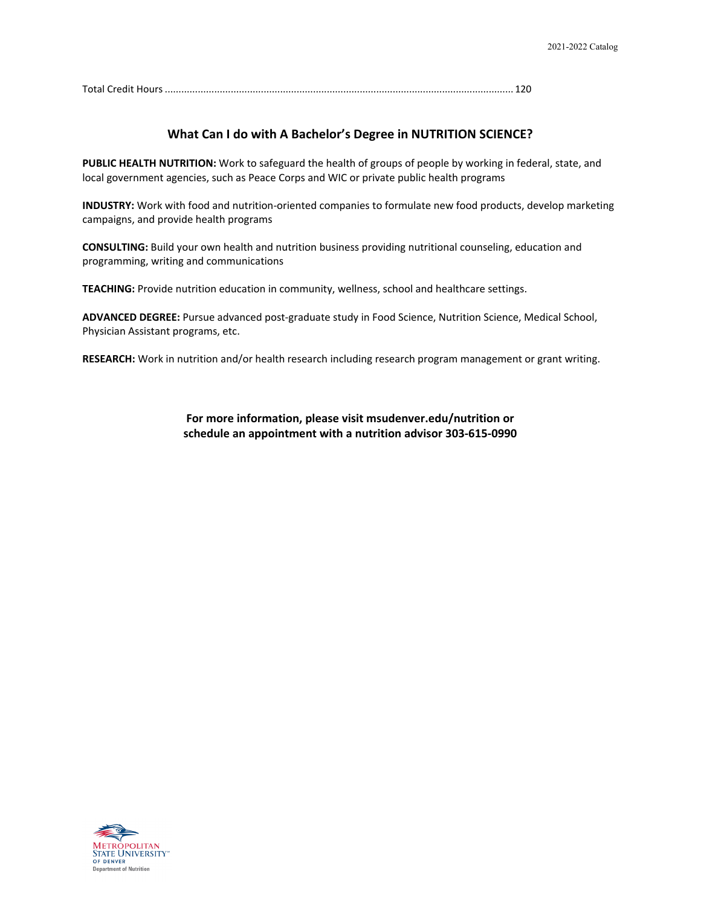Total Credit Hours ............................................................................................................................ 120

## What Can I do with A Bachelor's Degree in NUTRITION SCIENCE?

**PUBLIC HEALTH NUTRITION:** Work to safeguard the health of groups of people by working in federal, state, and local government agencies, such as Peace Corps and WIC or private public health programs

**INDUSTRY:** Work with food and nutrition-oriented companies to formulate new food products, develop marketing campaigns, and provide health programs

**CONSULTING:** Build your own health and nutrition business providing nutritional counseling, education and programming, writing and communications

**TEACHING:** Provide nutrition education in community, wellness, school and healthcare settings.

**ADVANCED DEGREE:** Pursue advanced post-graduate study in Food Science, Nutrition Science, Medical School, Physician Assistant programs, etc.

**RESEARCH:** Work in nutrition and/or health research including research program management or grant writing.

**For more information, please visit msudenver.edu/nutrition or schedule an appointment with a nutrition advisor 303-615-0990**

Metropolitan State University of Denver
Department of Nutrition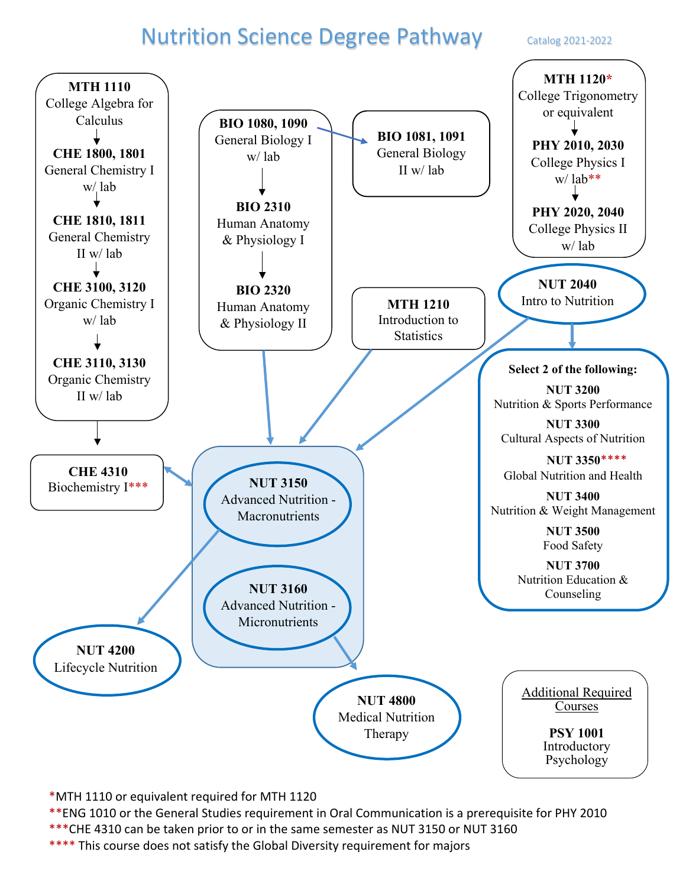# Nutrition Science Degree Pathway

Catalog 2021-2022

**MTH 1110**
College Algebra for Calculus

**CHE 1800, 1801**
General Chemistry I w/ lab

**CHE 1810, 1811**
General Chemistry II w/ lab

**CHE 3100, 3120**
Organic Chemistry I w/ lab

**CHE 3110, 3130**
Organic Chemistry II w/ lab

**CHE 4310**
Biochemistry I***

**BIO 1080, 1090**
General Biology I w/ lab

**BIO 2310**
Human Anatomy & Physiology I

**BIO 2320**
Human Anatomy & Physiology II

**BIO 1081, 1091**
General Biology II w/ lab

**MTH 1120***
College Trigonometry or equivalent

**PHY 2010, 2030**
College Physics I w/ lab**

**PHY 2020, 2040**
College Physics II w/ lab

**MTH 1210**
Introduction to Statistics

**NUT 2040**
Intro to Nutrition

**Select 2 of the following:**

**NUT 3200**
Nutrition & Sports Performance

**NUT 3300**
Cultural Aspects of Nutrition

**NUT 3350******
Global Nutrition and Health

**NUT 3400**
Nutrition & Weight Management

**NUT 3500**
Food Safety

**NUT 3700**
Nutrition Education & Counseling

**NUT 3150**
Advanced Nutrition - Macronutrients

**NUT 3160**
Advanced Nutrition - Micronutrients

**NUT 4200**
Lifecycle Nutrition

**NUT 4800**
Medical Nutrition Therapy

Additional Required Courses

**PSY 1001**
Introductory Psychology

*MTH 1110 or equivalent required for MTH 1120

**ENG 1010 or the General Studies requirement in Oral Communication is a prerequisite for PHY 2010

***CHE 4310 can be taken prior to or in the same semester as NUT 3150 or NUT 3160

**** This course does not satisfy the Global Diversity requirement for majors